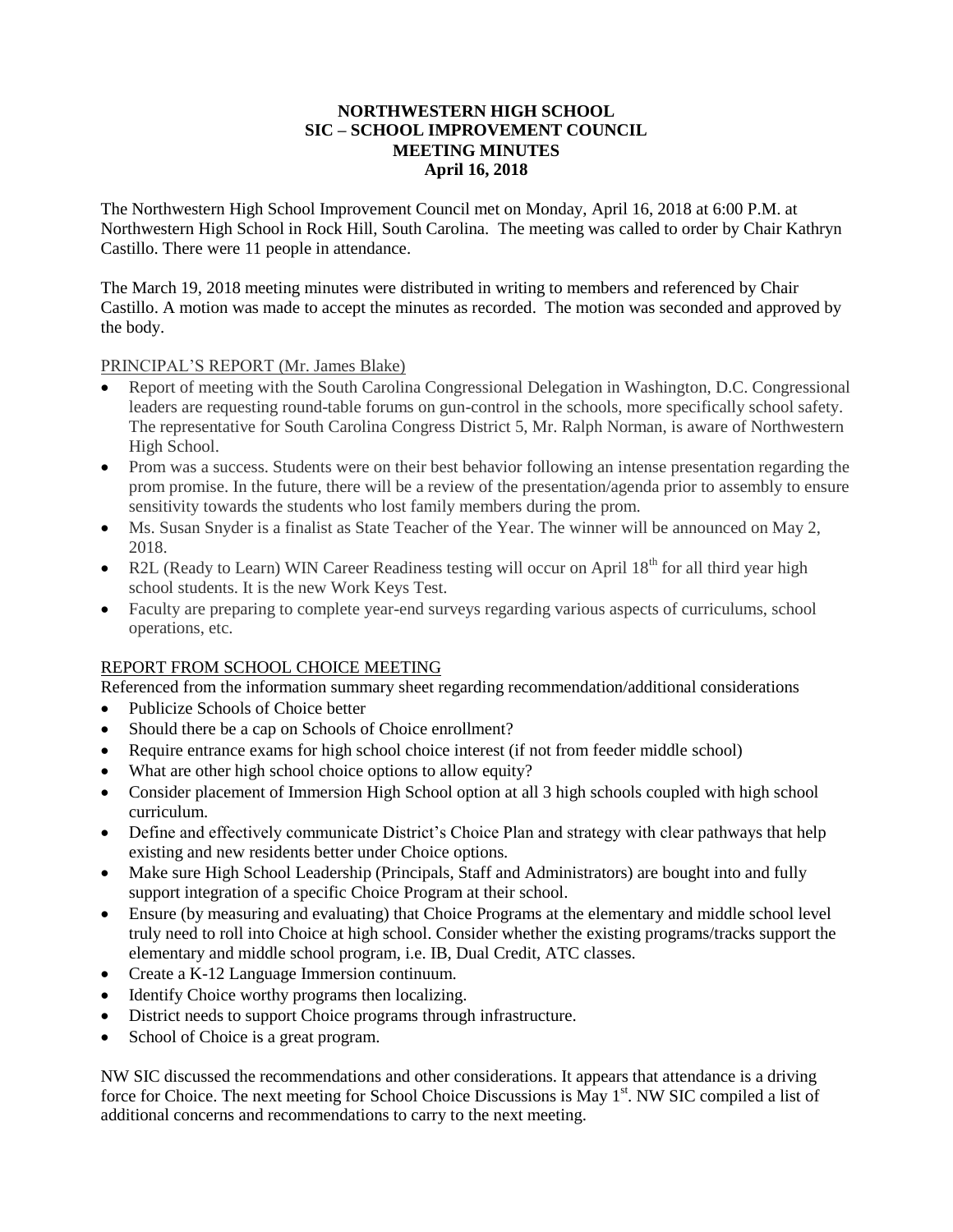**NORTHWESTERN HIGH SCHOOL**
**SIC – SCHOOL IMPROVEMENT COUNCIL**
**MEETING MINUTES**
**April 16, 2018**

The Northwestern High School Improvement Council met on Monday, April 16, 2018 at 6:00 P.M. at Northwestern High School in Rock Hill, South Carolina. The meeting was called to order by Chair Kathryn Castillo. There were 11 people in attendance.

The March 19, 2018 meeting minutes were distributed in writing to members and referenced by Chair Castillo. A motion was made to accept the minutes as recorded. The motion was seconded and approved by the body.

PRINCIPAL'S REPORT (Mr. James Blake)

- Report of meeting with the South Carolina Congressional Delegation in Washington, D.C. Congressional leaders are requesting round-table forums on gun-control in the schools, more specifically school safety. The representative for South Carolina Congress District 5, Mr. Ralph Norman, is aware of Northwestern High School.
- Prom was a success. Students were on their best behavior following an intense presentation regarding the prom promise. In the future, there will be a review of the presentation/agenda prior to assembly to ensure sensitivity towards the students who lost family members during the prom.
- Ms. Susan Snyder is a finalist as State Teacher of the Year. The winner will be announced on May 2, 2018.
- R2L (Ready to Learn) WIN Career Readiness testing will occur on April 18th for all third year high school students. It is the new Work Keys Test.
- Faculty are preparing to complete year-end surveys regarding various aspects of curriculums, school operations, etc.

REPORT FROM SCHOOL CHOICE MEETING

Referenced from the information summary sheet regarding recommendation/additional considerations

- Publicize Schools of Choice better
- Should there be a cap on Schools of Choice enrollment?
- Require entrance exams for high school choice interest (if not from feeder middle school)
- What are other high school choice options to allow equity?
- Consider placement of Immersion High School option at all 3 high schools coupled with high school curriculum.
- Define and effectively communicate District's Choice Plan and strategy with clear pathways that help existing and new residents better under Choice options.
- Make sure High School Leadership (Principals, Staff and Administrators) are bought into and fully support integration of a specific Choice Program at their school.
- Ensure (by measuring and evaluating) that Choice Programs at the elementary and middle school level truly need to roll into Choice at high school. Consider whether the existing programs/tracks support the elementary and middle school program, i.e. IB, Dual Credit, ATC classes.
- Create a K-12 Language Immersion continuum.
- Identify Choice worthy programs then localizing.
- District needs to support Choice programs through infrastructure.
- School of Choice is a great program.

NW SIC discussed the recommendations and other considerations. It appears that attendance is a driving force for Choice. The next meeting for School Choice Discussions is May 1st. NW SIC compiled a list of additional concerns and recommendations to carry to the next meeting.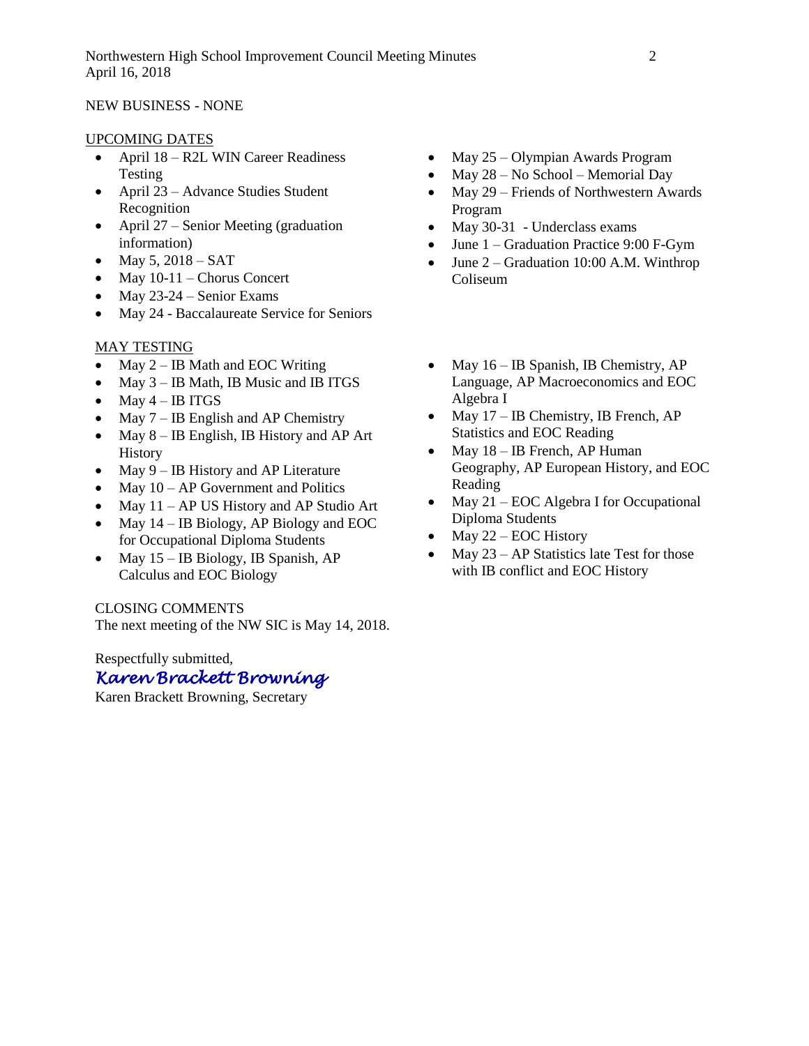NEW BUSINESS - NONE

UPCOMING DATES

- April 18 – R2L WIN Career Readiness Testing
- April 23 – Advance Studies Student Recognition
- April 27 – Senior Meeting (graduation information)
- May 5, 2018 – SAT
- May 10-11 – Chorus Concert
- May 23-24 – Senior Exams
- May 24 - Baccalaureate Service for Seniors
- May 25 – Olympian Awards Program
- May 28 – No School – Memorial Day
- May 29 – Friends of Northwestern Awards Program
- May 30-31 - Underclass exams
- June 1 – Graduation Practice 9:00 F-Gym
- June 2 – Graduation 10:00 A.M. Winthrop Coliseum

MAY TESTING

- May 2 – IB Math and EOC Writing
- May 3 – IB Math, IB Music and IB ITGS
- May 4 – IB ITGS
- May 7 – IB English and AP Chemistry
- May 8 – IB English, IB History and AP Art History
- May 9 – IB History and AP Literature
- May 10 – AP Government and Politics
- May 11 – AP US History and AP Studio Art
- May 14 – IB Biology, AP Biology and EOC for Occupational Diploma Students
- May 15 – IB Biology, IB Spanish, AP Calculus and EOC Biology
- May 16 – IB Spanish, IB Chemistry, AP Language, AP Macroeconomics and EOC Algebra I
- May 17 – IB Chemistry, IB French, AP Statistics and EOC Reading
- May 18 – IB French, AP Human Geography, AP European History, and EOC Reading
- May 21 – EOC Algebra I for Occupational Diploma Students
- May 22 – EOC History
- May 23 – AP Statistics late Test for those with IB conflict and EOC History

CLOSING COMMENTS

The next meeting of the NW SIC is May 14, 2018.

Respectfully submitted,

*Karen Brackett Browning*

Karen Brackett Browning, Secretary